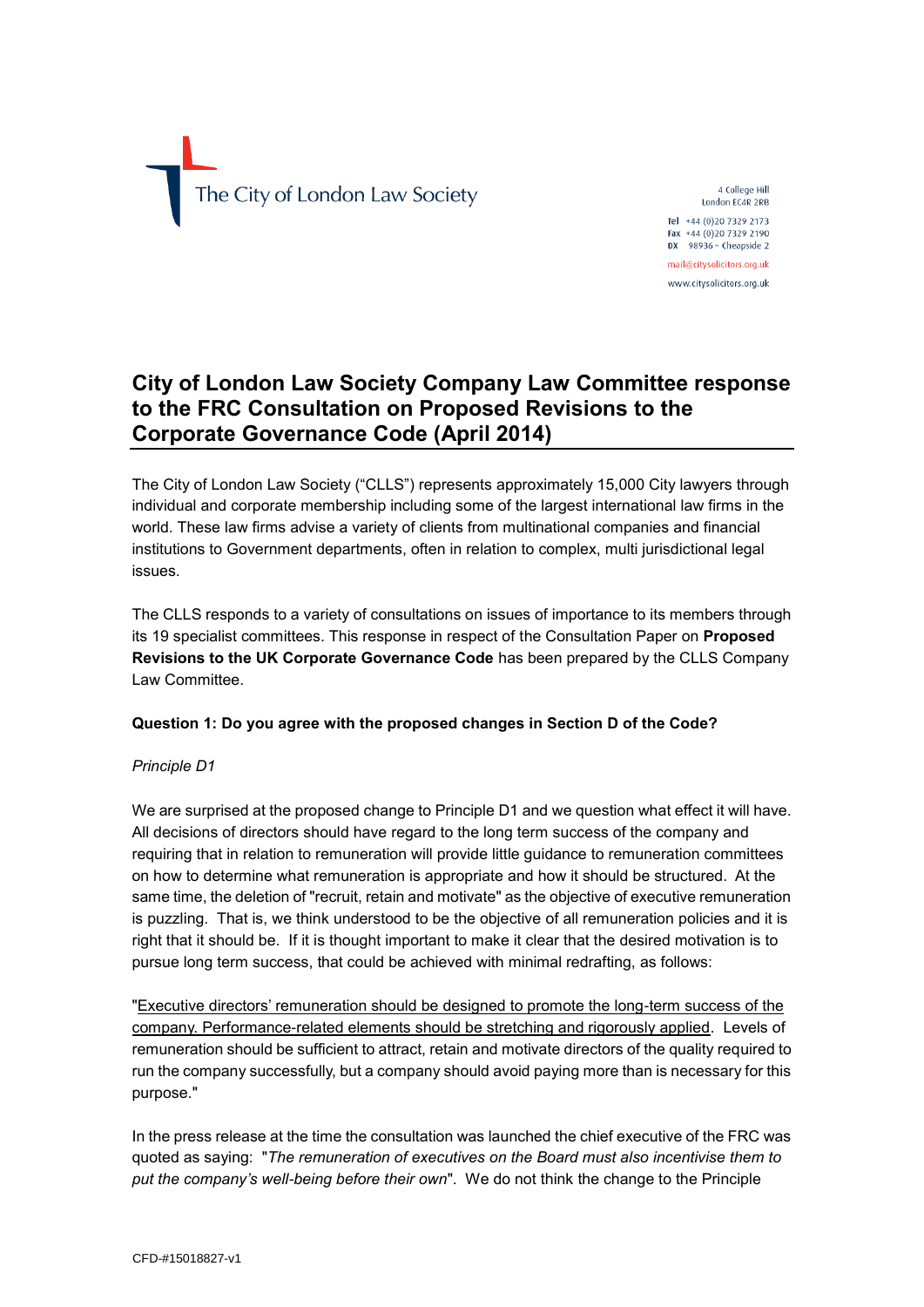The City of London Law Society

4 College Hill
London EC4R 2RB

Tel +44 (0)20 7329 2173
Fax +44 (0)20 7329 2190
DX 98936 – Cheapside 2

mail@citysolicitors.org.uk
www.citysolicitors.org.uk

# City of London Law Society Company Law Committee response to the FRC Consultation on Proposed Revisions to the Corporate Governance Code (April 2014)

The City of London Law Society ("CLLS") represents approximately 15,000 City lawyers through individual and corporate membership including some of the largest international law firms in the world. These law firms advise a variety of clients from multinational companies and financial institutions to Government departments, often in relation to complex, multi jurisdictional legal issues.

The CLLS responds to a variety of consultations on issues of importance to its members through its 19 specialist committees. This response in respect of the Consultation Paper on **Proposed Revisions to the UK Corporate Governance Code** has been prepared by the CLLS Company Law Committee.

**Question 1: Do you agree with the proposed changes in Section D of the Code?**

*Principle D1*

We are surprised at the proposed change to Principle D1 and we question what effect it will have. All decisions of directors should have regard to the long term success of the company and requiring that in relation to remuneration will provide little guidance to remuneration committees on how to determine what remuneration is appropriate and how it should be structured. At the same time, the deletion of "recruit, retain and motivate" as the objective of executive remuneration is puzzling. That is, we think understood to be the objective of all remuneration policies and it is right that it should be. If it is thought important to make it clear that the desired motivation is to pursue long term success, that could be achieved with minimal redrafting, as follows:

"<u>Executive directors' remuneration should be designed to promote the long-term success of the company. Performance-related elements should be stretching and rigorously applied</u>. Levels of remuneration should be sufficient to attract, retain and motivate directors of the quality required to run the company successfully, but a company should avoid paying more than is necessary for this purpose."

In the press release at the time the consultation was launched the chief executive of the FRC was quoted as saying: "*The remuneration of executives on the Board must also incentivise them to put the company's well-being before their own*". We do not think the change to the Principle

CFD-#15018827-v1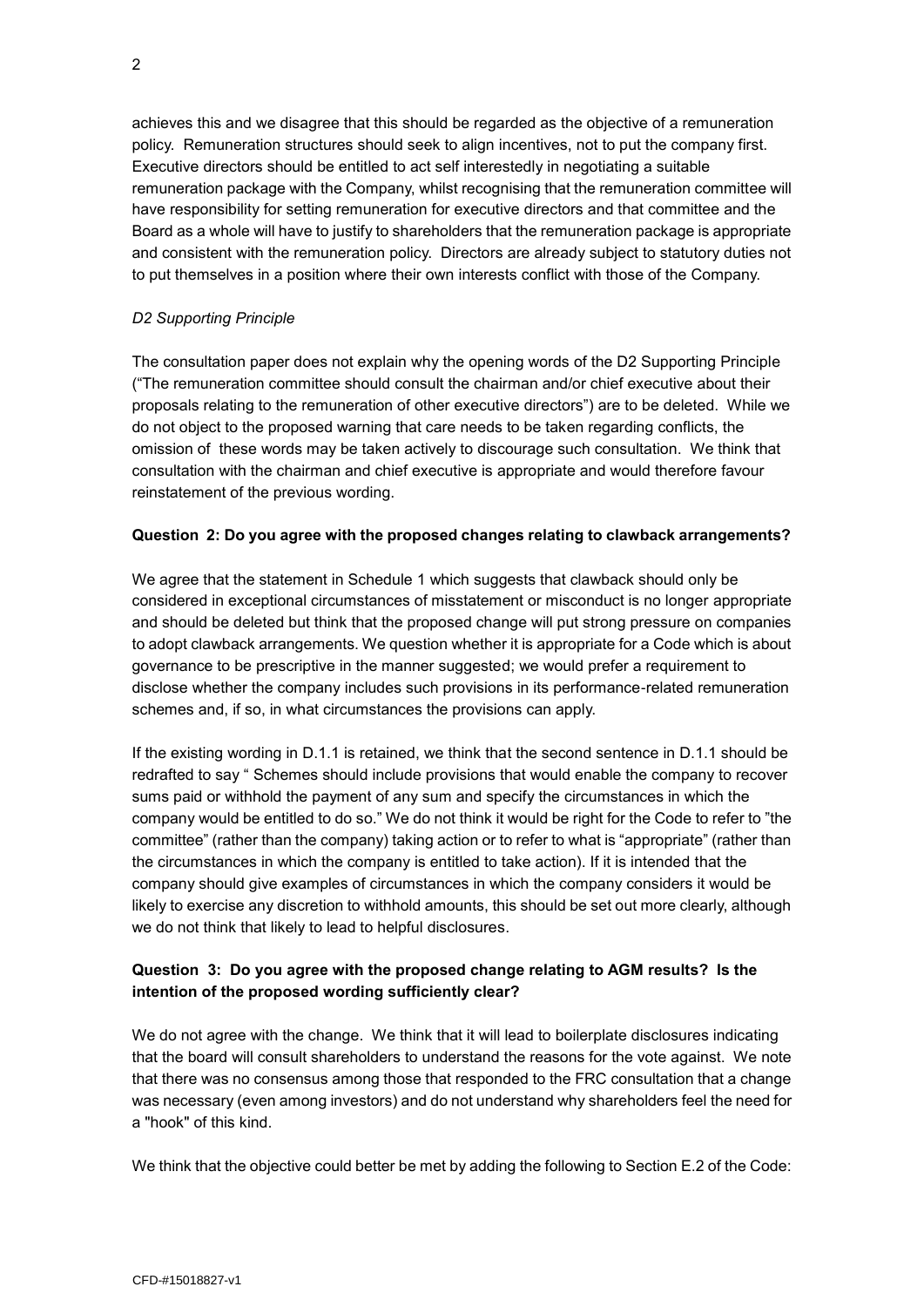achieves this and we disagree that this should be regarded as the objective of a remuneration policy. Remuneration structures should seek to align incentives, not to put the company first. Executive directors should be entitled to act self interestedly in negotiating a suitable remuneration package with the Company, whilst recognising that the remuneration committee will have responsibility for setting remuneration for executive directors and that committee and the Board as a whole will have to justify to shareholders that the remuneration package is appropriate and consistent with the remuneration policy. Directors are already subject to statutory duties not to put themselves in a position where their own interests conflict with those of the Company.

*D2 Supporting Principle*

The consultation paper does not explain why the opening words of the D2 Supporting Principle ("The remuneration committee should consult the chairman and/or chief executive about their proposals relating to the remuneration of other executive directors") are to be deleted. While we do not object to the proposed warning that care needs to be taken regarding conflicts, the omission of these words may be taken actively to discourage such consultation. We think that consultation with the chairman and chief executive is appropriate and would therefore favour reinstatement of the previous wording.

**Question 2: Do you agree with the proposed changes relating to clawback arrangements?**

We agree that the statement in Schedule 1 which suggests that clawback should only be considered in exceptional circumstances of misstatement or misconduct is no longer appropriate and should be deleted but think that the proposed change will put strong pressure on companies to adopt clawback arrangements. We question whether it is appropriate for a Code which is about governance to be prescriptive in the manner suggested; we would prefer a requirement to disclose whether the company includes such provisions in its performance-related remuneration schemes and, if so, in what circumstances the provisions can apply.

If the existing wording in D.1.1 is retained, we think that the second sentence in D.1.1 should be redrafted to say " Schemes should include provisions that would enable the company to recover sums paid or withhold the payment of any sum and specify the circumstances in which the company would be entitled to do so." We do not think it would be right for the Code to refer to "the committee" (rather than the company) taking action or to refer to what is "appropriate" (rather than the circumstances in which the company is entitled to take action). If it is intended that the company should give examples of circumstances in which the company considers it would be likely to exercise any discretion to withhold amounts, this should be set out more clearly, although we do not think that likely to lead to helpful disclosures.

**Question 3: Do you agree with the proposed change relating to AGM results? Is the intention of the proposed wording sufficiently clear?**

We do not agree with the change. We think that it will lead to boilerplate disclosures indicating that the board will consult shareholders to understand the reasons for the vote against. We note that there was no consensus among those that responded to the FRC consultation that a change was necessary (even among investors) and do not understand why shareholders feel the need for a "hook" of this kind.

We think that the objective could better be met by adding the following to Section E.2 of the Code: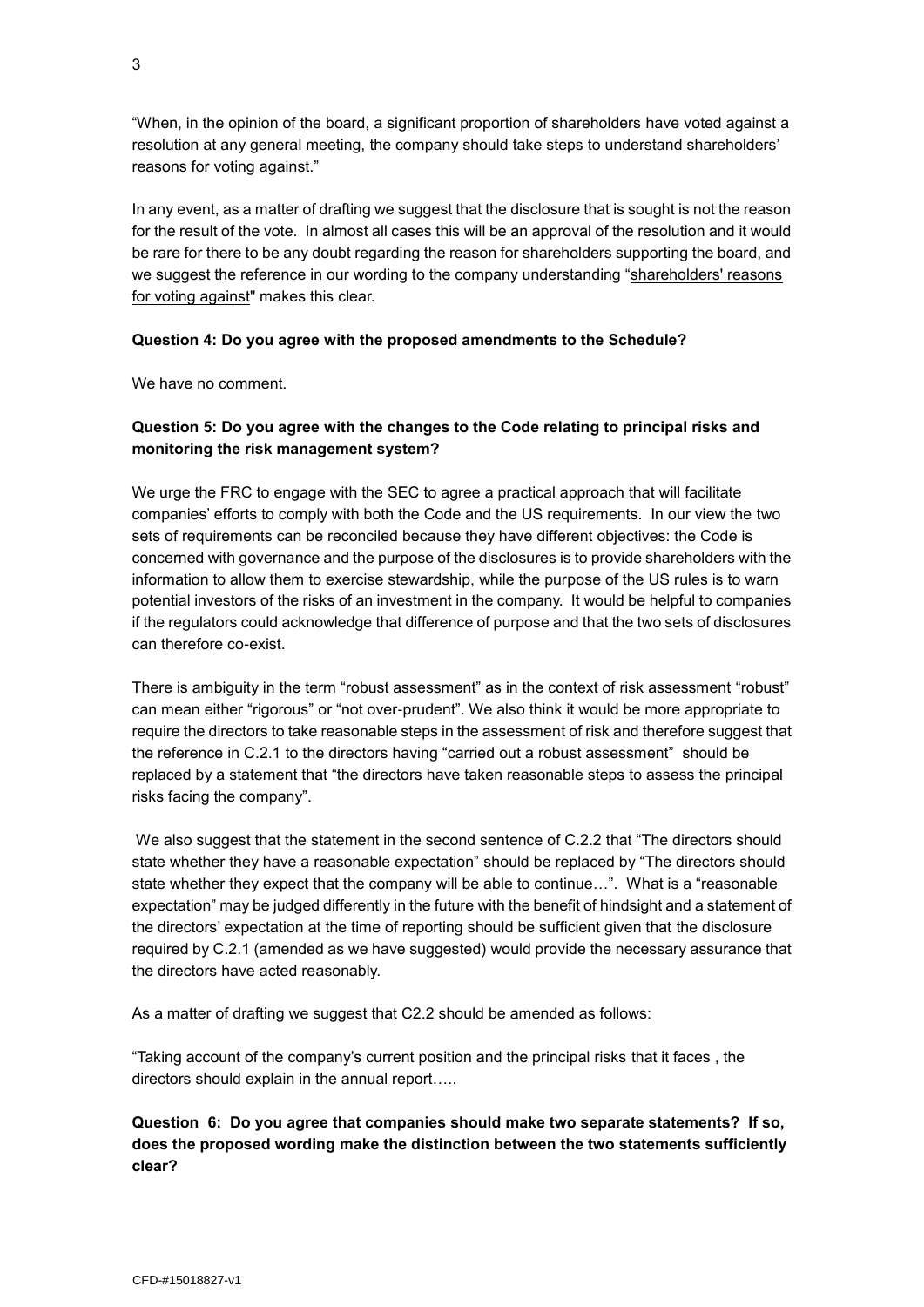"When, in the opinion of the board, a significant proportion of shareholders have voted against a resolution at any general meeting, the company should take steps to understand shareholders' reasons for voting against."

In any event, as a matter of drafting we suggest that the disclosure that is sought is not the reason for the result of the vote. In almost all cases this will be an approval of the resolution and it would be rare for there to be any doubt regarding the reason for shareholders supporting the board, and we suggest the reference in our wording to the company understanding "shareholders' reasons for voting against" makes this clear.

**Question 4: Do you agree with the proposed amendments to the Schedule?**

We have no comment.

**Question 5: Do you agree with the changes to the Code relating to principal risks and monitoring the risk management system?**

We urge the FRC to engage with the SEC to agree a practical approach that will facilitate companies' efforts to comply with both the Code and the US requirements. In our view the two sets of requirements can be reconciled because they have different objectives: the Code is concerned with governance and the purpose of the disclosures is to provide shareholders with the information to allow them to exercise stewardship, while the purpose of the US rules is to warn potential investors of the risks of an investment in the company. It would be helpful to companies if the regulators could acknowledge that difference of purpose and that the two sets of disclosures can therefore co-exist.

There is ambiguity in the term "robust assessment" as in the context of risk assessment "robust" can mean either "rigorous" or "not over-prudent". We also think it would be more appropriate to require the directors to take reasonable steps in the assessment of risk and therefore suggest that the reference in C.2.1 to the directors having "carried out a robust assessment" should be replaced by a statement that "the directors have taken reasonable steps to assess the principal risks facing the company".

We also suggest that the statement in the second sentence of C.2.2 that "The directors should state whether they have a reasonable expectation" should be replaced by "The directors should state whether they expect that the company will be able to continue…". What is a "reasonable expectation" may be judged differently in the future with the benefit of hindsight and a statement of the directors' expectation at the time of reporting should be sufficient given that the disclosure required by C.2.1 (amended as we have suggested) would provide the necessary assurance that the directors have acted reasonably.

As a matter of drafting we suggest that C2.2 should be amended as follows:

"Taking account of the company's current position and the principal risks that it faces , the directors should explain in the annual report…..

**Question 6: Do you agree that companies should make two separate statements? If so, does the proposed wording make the distinction between the two statements sufficiently clear?**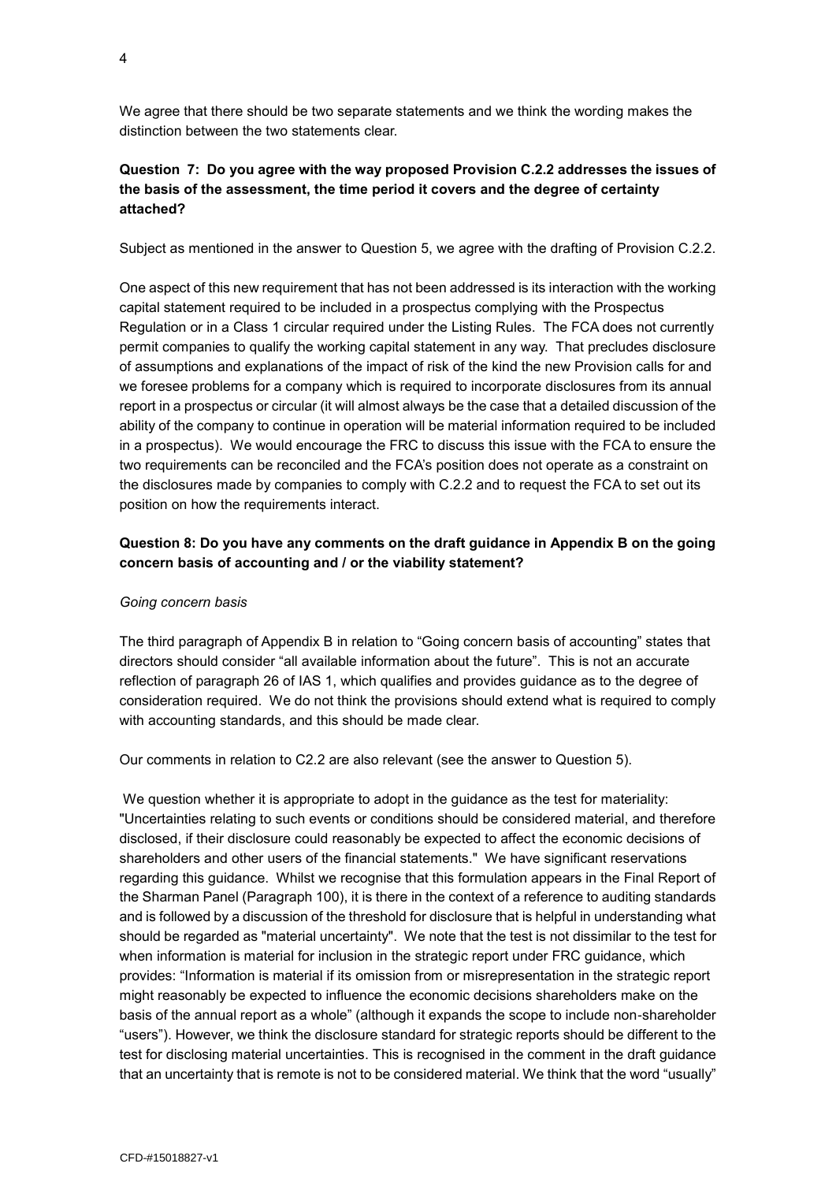We agree that there should be two separate statements and we think the wording makes the distinction between the two statements clear.

**Question 7: Do you agree with the way proposed Provision C.2.2 addresses the issues of the basis of the assessment, the time period it covers and the degree of certainty attached?**

Subject as mentioned in the answer to Question 5, we agree with the drafting of Provision C.2.2.

One aspect of this new requirement that has not been addressed is its interaction with the working capital statement required to be included in a prospectus complying with the Prospectus Regulation or in a Class 1 circular required under the Listing Rules. The FCA does not currently permit companies to qualify the working capital statement in any way. That precludes disclosure of assumptions and explanations of the impact of risk of the kind the new Provision calls for and we foresee problems for a company which is required to incorporate disclosures from its annual report in a prospectus or circular (it will almost always be the case that a detailed discussion of the ability of the company to continue in operation will be material information required to be included in a prospectus). We would encourage the FRC to discuss this issue with the FCA to ensure the two requirements can be reconciled and the FCA's position does not operate as a constraint on the disclosures made by companies to comply with C.2.2 and to request the FCA to set out its position on how the requirements interact.

**Question 8: Do you have any comments on the draft guidance in Appendix B on the going concern basis of accounting and / or the viability statement?**

*Going concern basis*

The third paragraph of Appendix B in relation to "Going concern basis of accounting" states that directors should consider "all available information about the future". This is not an accurate reflection of paragraph 26 of IAS 1, which qualifies and provides guidance as to the degree of consideration required. We do not think the provisions should extend what is required to comply with accounting standards, and this should be made clear.

Our comments in relation to C2.2 are also relevant (see the answer to Question 5).

We question whether it is appropriate to adopt in the guidance as the test for materiality: "Uncertainties relating to such events or conditions should be considered material, and therefore disclosed, if their disclosure could reasonably be expected to affect the economic decisions of shareholders and other users of the financial statements." We have significant reservations regarding this guidance. Whilst we recognise that this formulation appears in the Final Report of the Sharman Panel (Paragraph 100), it is there in the context of a reference to auditing standards and is followed by a discussion of the threshold for disclosure that is helpful in understanding what should be regarded as "material uncertainty". We note that the test is not dissimilar to the test for when information is material for inclusion in the strategic report under FRC guidance, which provides: "Information is material if its omission from or misrepresentation in the strategic report might reasonably be expected to influence the economic decisions shareholders make on the basis of the annual report as a whole" (although it expands the scope to include non-shareholder "users"). However, we think the disclosure standard for strategic reports should be different to the test for disclosing material uncertainties. This is recognised in the comment in the draft guidance that an uncertainty that is remote is not to be considered material. We think that the word "usually"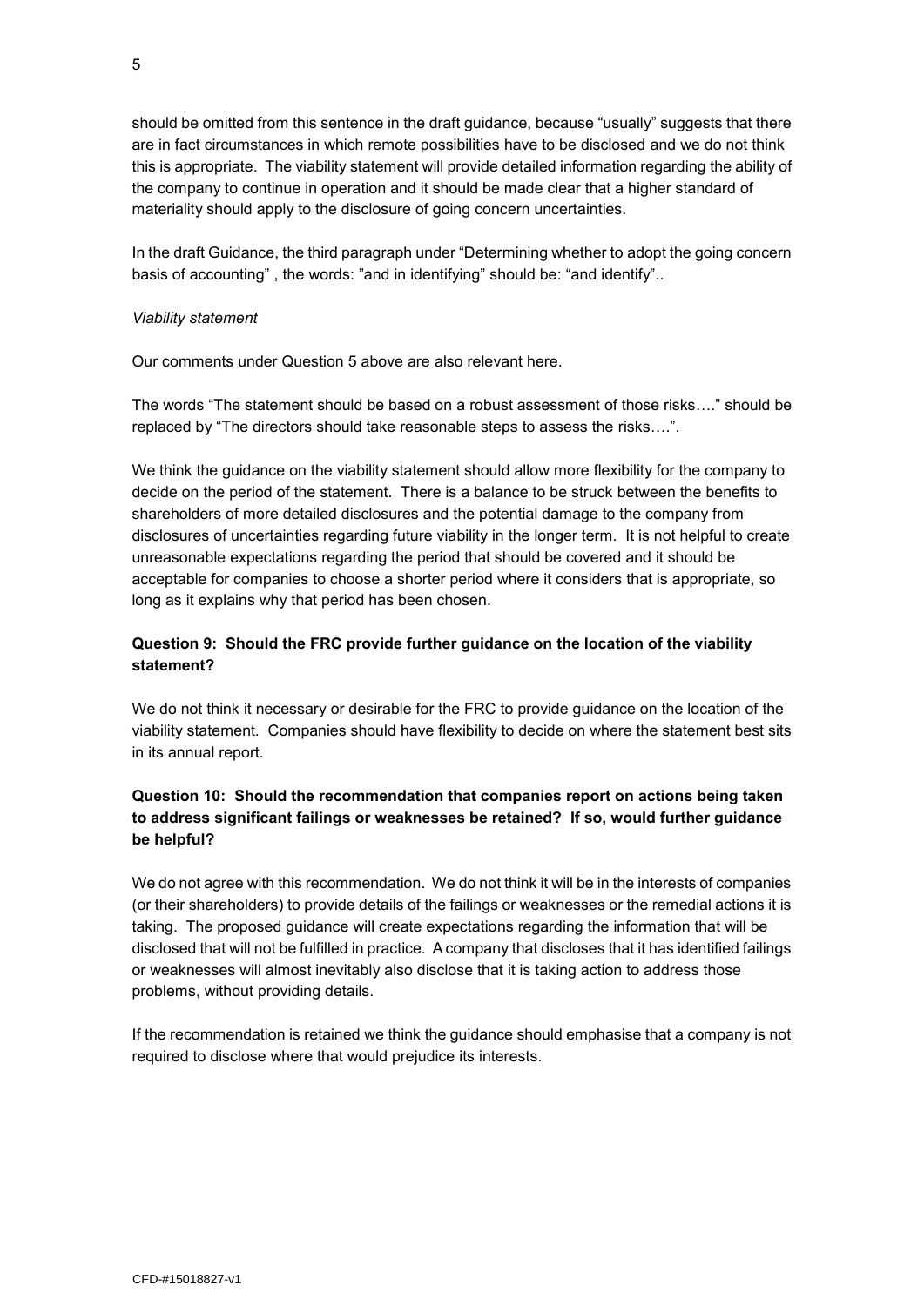should be omitted from this sentence in the draft guidance, because "usually" suggests that there are in fact circumstances in which remote possibilities have to be disclosed and we do not think this is appropriate. The viability statement will provide detailed information regarding the ability of the company to continue in operation and it should be made clear that a higher standard of materiality should apply to the disclosure of going concern uncertainties.

In the draft Guidance, the third paragraph under "Determining whether to adopt the going concern basis of accounting" , the words: "and in identifying" should be: "and identify"..

*Viability statement*

Our comments under Question 5 above are also relevant here.

The words "The statement should be based on a robust assessment of those risks…." should be replaced by "The directors should take reasonable steps to assess the risks….".

We think the guidance on the viability statement should allow more flexibility for the company to decide on the period of the statement. There is a balance to be struck between the benefits to shareholders of more detailed disclosures and the potential damage to the company from disclosures of uncertainties regarding future viability in the longer term. It is not helpful to create unreasonable expectations regarding the period that should be covered and it should be acceptable for companies to choose a shorter period where it considers that is appropriate, so long as it explains why that period has been chosen.

**Question 9: Should the FRC provide further guidance on the location of the viability statement?**

We do not think it necessary or desirable for the FRC to provide guidance on the location of the viability statement. Companies should have flexibility to decide on where the statement best sits in its annual report.

**Question 10: Should the recommendation that companies report on actions being taken to address significant failings or weaknesses be retained? If so, would further guidance be helpful?**

We do not agree with this recommendation. We do not think it will be in the interests of companies (or their shareholders) to provide details of the failings or weaknesses or the remedial actions it is taking. The proposed guidance will create expectations regarding the information that will be disclosed that will not be fulfilled in practice. A company that discloses that it has identified failings or weaknesses will almost inevitably also disclose that it is taking action to address those problems, without providing details.

If the recommendation is retained we think the guidance should emphasise that a company is not required to disclose where that would prejudice its interests.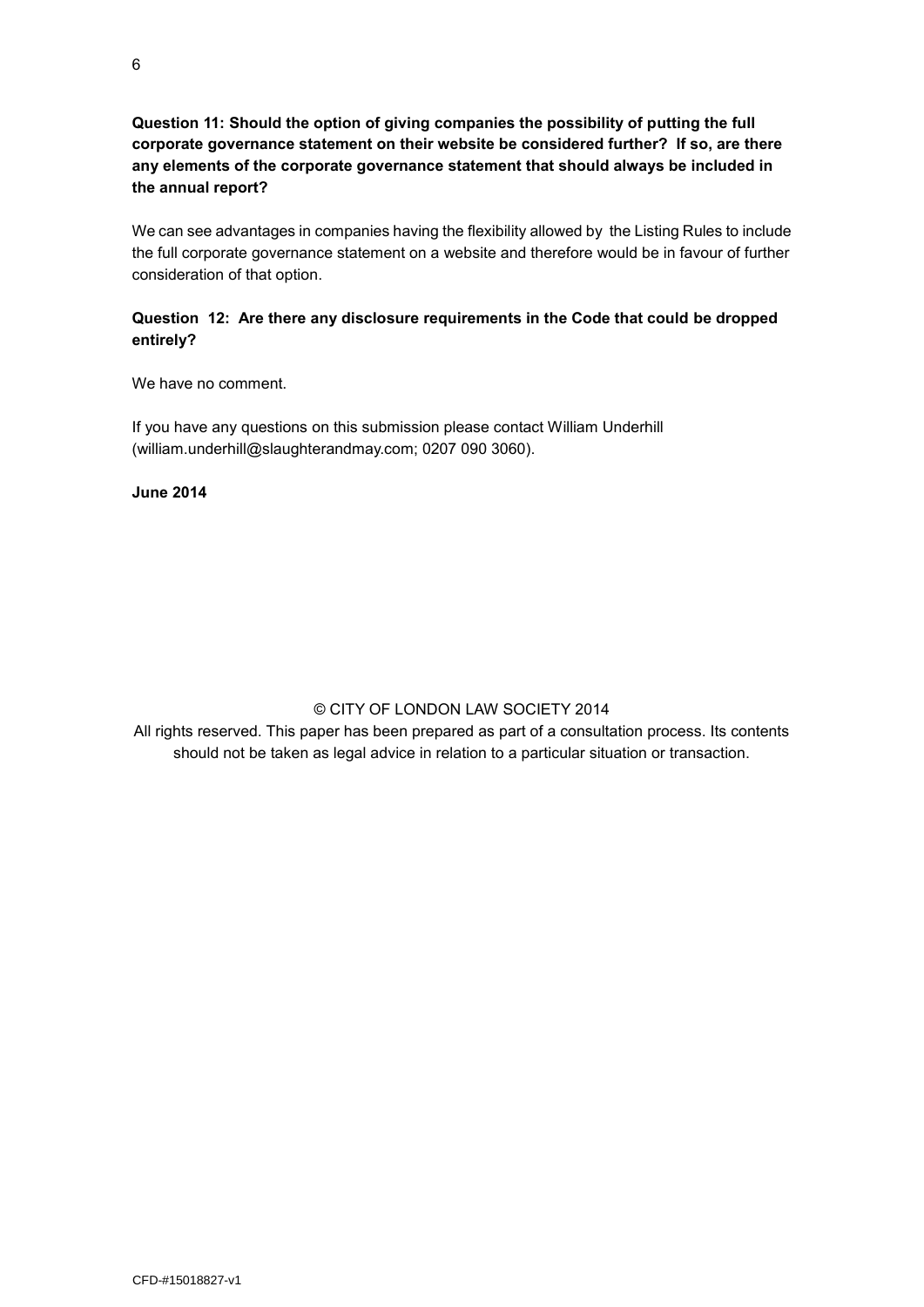**Question 11: Should the option of giving companies the possibility of putting the full corporate governance statement on their website be considered further? If so, are there any elements of the corporate governance statement that should always be included in the annual report?**

We can see advantages in companies having the flexibility allowed by the Listing Rules to include the full corporate governance statement on a website and therefore would be in favour of further consideration of that option.

**Question 12: Are there any disclosure requirements in the Code that could be dropped entirely?**

We have no comment.

If you have any questions on this submission please contact William Underhill (william.underhill@slaughterandmay.com; 0207 090 3060).

**June 2014**

© CITY OF LONDON LAW SOCIETY 2014

All rights reserved. This paper has been prepared as part of a consultation process. Its contents should not be taken as legal advice in relation to a particular situation or transaction.

CFD-#15018827-v1